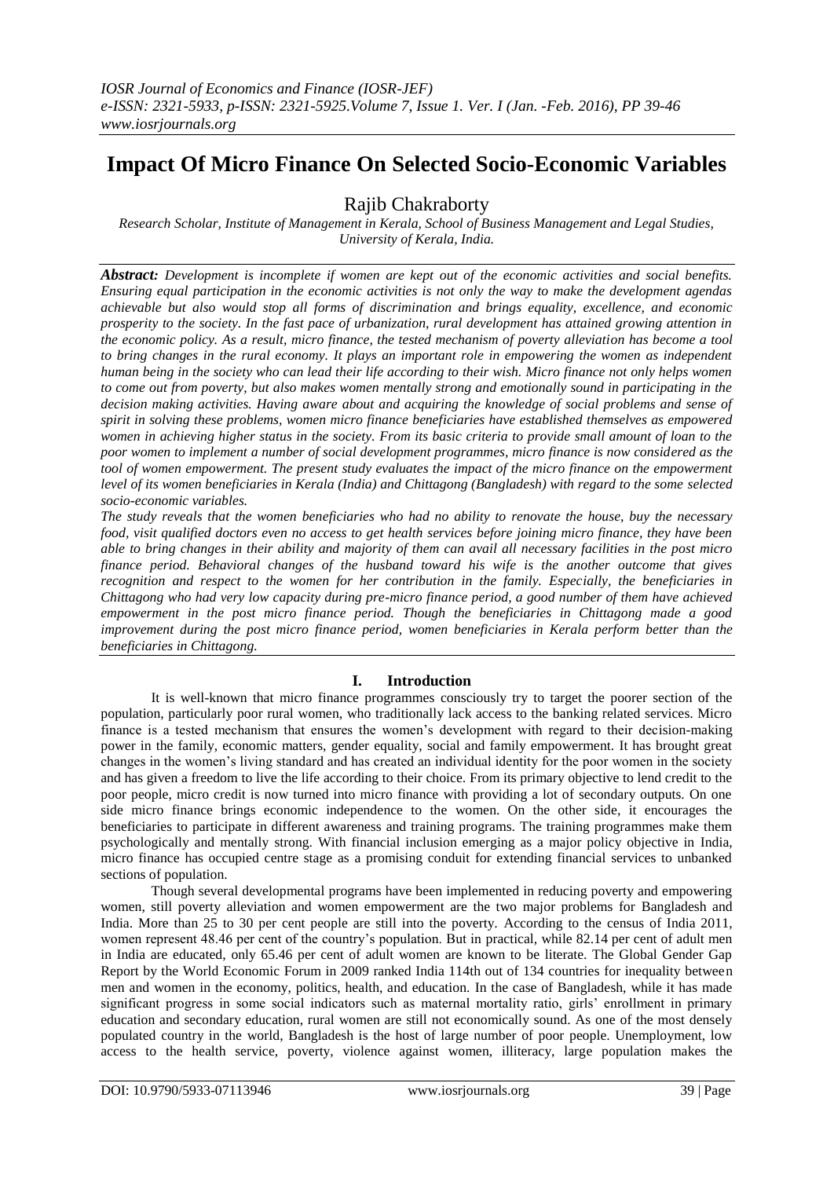# Impact Of Micro Finance On Selected Socio-Economic Variables

Rajib Chakraborty

*Research Scholar, Institute of Management in Kerala, School of Business Management and Legal Studies, University of Kerala, India.*

***Abstract:*** *Development is incomplete if women are kept out of the economic activities and social benefits. Ensuring equal participation in the economic activities is not only the way to make the development agendas achievable but also would stop all forms of discrimination and brings equality, excellence, and economic prosperity to the society. In the fast pace of urbanization, rural development has attained growing attention in the economic policy. As a result, micro finance, the tested mechanism of poverty alleviation has become a tool to bring changes in the rural economy. It plays an important role in empowering the women as independent human being in the society who can lead their life according to their wish. Micro finance not only helps women to come out from poverty, but also makes women mentally strong and emotionally sound in participating in the decision making activities. Having aware about and acquiring the knowledge of social problems and sense of spirit in solving these problems, women micro finance beneficiaries have established themselves as empowered women in achieving higher status in the society. From its basic criteria to provide small amount of loan to the poor women to implement a number of social development programmes, micro finance is now considered as the tool of women empowerment. The present study evaluates the impact of the micro finance on the empowerment level of its women beneficiaries in Kerala (India) and Chittagong (Bangladesh) with regard to the some selected socio-economic variables.*

*The study reveals that the women beneficiaries who had no ability to renovate the house, buy the necessary food, visit qualified doctors even no access to get health services before joining micro finance, they have been able to bring changes in their ability and majority of them can avail all necessary facilities in the post micro finance period. Behavioral changes of the husband toward his wife is the another outcome that gives recognition and respect to the women for her contribution in the family. Especially, the beneficiaries in Chittagong who had very low capacity during pre-micro finance period, a good number of them have achieved empowerment in the post micro finance period. Though the beneficiaries in Chittagong made a good improvement during the post micro finance period, women beneficiaries in Kerala perform better than the beneficiaries in Chittagong.*

## I. Introduction

It is well-known that micro finance programmes consciously try to target the poorer section of the population, particularly poor rural women, who traditionally lack access to the banking related services. Micro finance is a tested mechanism that ensures the women's development with regard to their decision-making power in the family, economic matters, gender equality, social and family empowerment. It has brought great changes in the women's living standard and has created an individual identity for the poor women in the society and has given a freedom to live the life according to their choice. From its primary objective to lend credit to the poor people, micro credit is now turned into micro finance with providing a lot of secondary outputs. On one side micro finance brings economic independence to the women. On the other side, it encourages the beneficiaries to participate in different awareness and training programs. The training programmes make them psychologically and mentally strong. With financial inclusion emerging as a major policy objective in India, micro finance has occupied centre stage as a promising conduit for extending financial services to unbanked sections of population.

Though several developmental programs have been implemented in reducing poverty and empowering women, still poverty alleviation and women empowerment are the two major problems for Bangladesh and India. More than 25 to 30 per cent people are still into the poverty. According to the census of India 2011, women represent 48.46 per cent of the country's population. But in practical, while 82.14 per cent of adult men in India are educated, only 65.46 per cent of adult women are known to be literate. The Global Gender Gap Report by the World Economic Forum in 2009 ranked India 114th out of 134 countries for inequality between men and women in the economy, politics, health, and education. In the case of Bangladesh, while it has made significant progress in some social indicators such as maternal mortality ratio, girls' enrollment in primary education and secondary education, rural women are still not economically sound. As one of the most densely populated country in the world, Bangladesh is the host of large number of poor people. Unemployment, low access to the health service, poverty, violence against women, illiteracy, large population makes the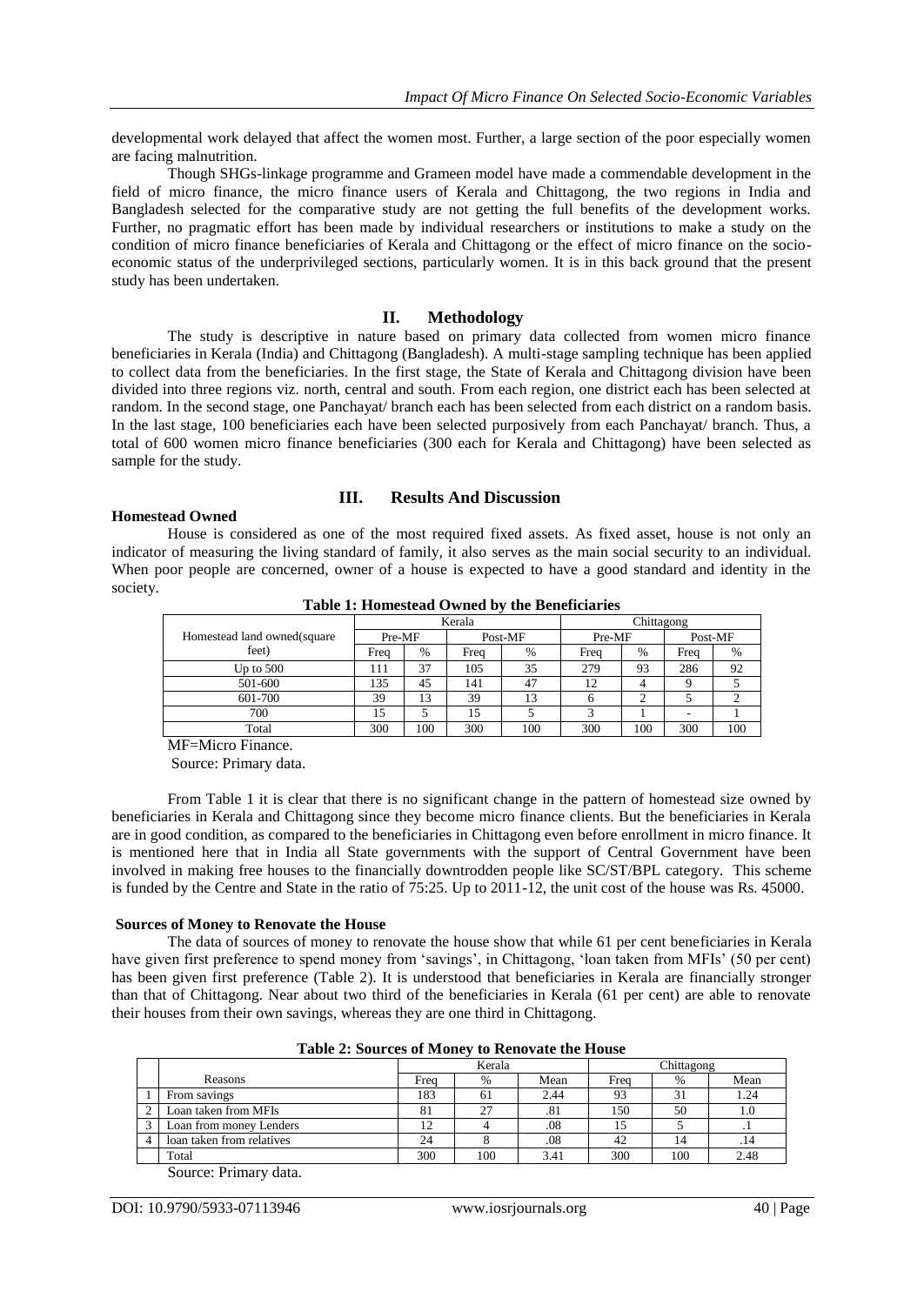developmental work delayed that affect the women most. Further, a large section of the poor especially women are facing malnutrition.

Though SHGs-linkage programme and Grameen model have made a commendable development in the field of micro finance, the micro finance users of Kerala and Chittagong, the two regions in India and Bangladesh selected for the comparative study are not getting the full benefits of the development works. Further, no pragmatic effort has been made by individual researchers or institutions to make a study on the condition of micro finance beneficiaries of Kerala and Chittagong or the effect of micro finance on the socio-economic status of the underprivileged sections, particularly women. It is in this back ground that the present study has been undertaken.

## II. Methodology

The study is descriptive in nature based on primary data collected from women micro finance beneficiaries in Kerala (India) and Chittagong (Bangladesh). A multi-stage sampling technique has been applied to collect data from the beneficiaries. In the first stage, the State of Kerala and Chittagong division have been divided into three regions viz. north, central and south. From each region, one district each has been selected at random. In the second stage, one Panchayat/ branch each has been selected from each district on a random basis. In the last stage, 100 beneficiaries each have been selected purposively from each Panchayat/ branch. Thus, a total of 600 women micro finance beneficiaries (300 each for Kerala and Chittagong) have been selected as sample for the study.

## III. Results And Discussion

**Homestead Owned**

House is considered as one of the most required fixed assets. As fixed asset, house is not only an indicator of measuring the living standard of family, it also serves as the main social security to an individual. When poor people are concerned, owner of a house is expected to have a good standard and identity in the society.

**Table 1: Homestead Owned by the Beneficiaries**

| Homestead land owned(square feet) | Kerala | | | | Chittagong | | | |
|---|---|---|---|---|---|---|---|---|
| | Pre-MF | | Post-MF | | Pre-MF | | Post-MF | |
| | Freq | % | Freq | % | Freq | % | Freq | % |
| Up to 500 | 111 | 37 | 105 | 35 | 279 | 93 | 286 | 92 |
| 501-600 | 135 | 45 | 141 | 47 | 12 | 4 | 9 | 5 |
| 601-700 | 39 | 13 | 39 | 13 | 6 | 2 | 5 | 2 |
| 700 | 15 | 5 | 15 | 5 | 3 | 1 | - | 1 |
| Total | 300 | 100 | 300 | 100 | 300 | 100 | 300 | 100 |

MF=Micro Finance.
Source: Primary data.

From Table 1 it is clear that there is no significant change in the pattern of homestead size owned by beneficiaries in Kerala and Chittagong since they become micro finance clients. But the beneficiaries in Kerala are in good condition, as compared to the beneficiaries in Chittagong even before enrollment in micro finance. It is mentioned here that in India all State governments with the support of Central Government have been involved in making free houses to the financially downtrodden people like SC/ST/BPL category. This scheme is funded by the Centre and State in the ratio of 75:25. Up to 2011-12, the unit cost of the house was Rs. 45000.

**Sources of Money to Renovate the House**

The data of sources of money to renovate the house show that while 61 per cent beneficiaries in Kerala have given first preference to spend money from 'savings', in Chittagong, 'loan taken from MFIs' (50 per cent) has been given first preference (Table 2). It is understood that beneficiaries in Kerala are financially stronger than that of Chittagong. Near about two third of the beneficiaries in Kerala (61 per cent) are able to renovate their houses from their own savings, whereas they are one third in Chittagong.

**Table 2: Sources of Money to Renovate the House**

| | Reasons | Kerala | | | Chittagong | | |
|---|---|---|---|---|---|---|---|
| | | Freq | % | Mean | Freq | % | Mean |
| 1 | From savings | 183 | 61 | 2.44 | 93 | 31 | 1.24 |
| 2 | Loan taken from MFIs | 81 | 27 | .81 | 150 | 50 | 1.0 |
| 3 | Loan from money Lenders | 12 | 4 | .08 | 15 | 5 | .1 |
| 4 | loan taken from relatives | 24 | 8 | .08 | 42 | 14 | .14 |
| | Total | 300 | 100 | 3.41 | 300 | 100 | 2.48 |

Source: Primary data.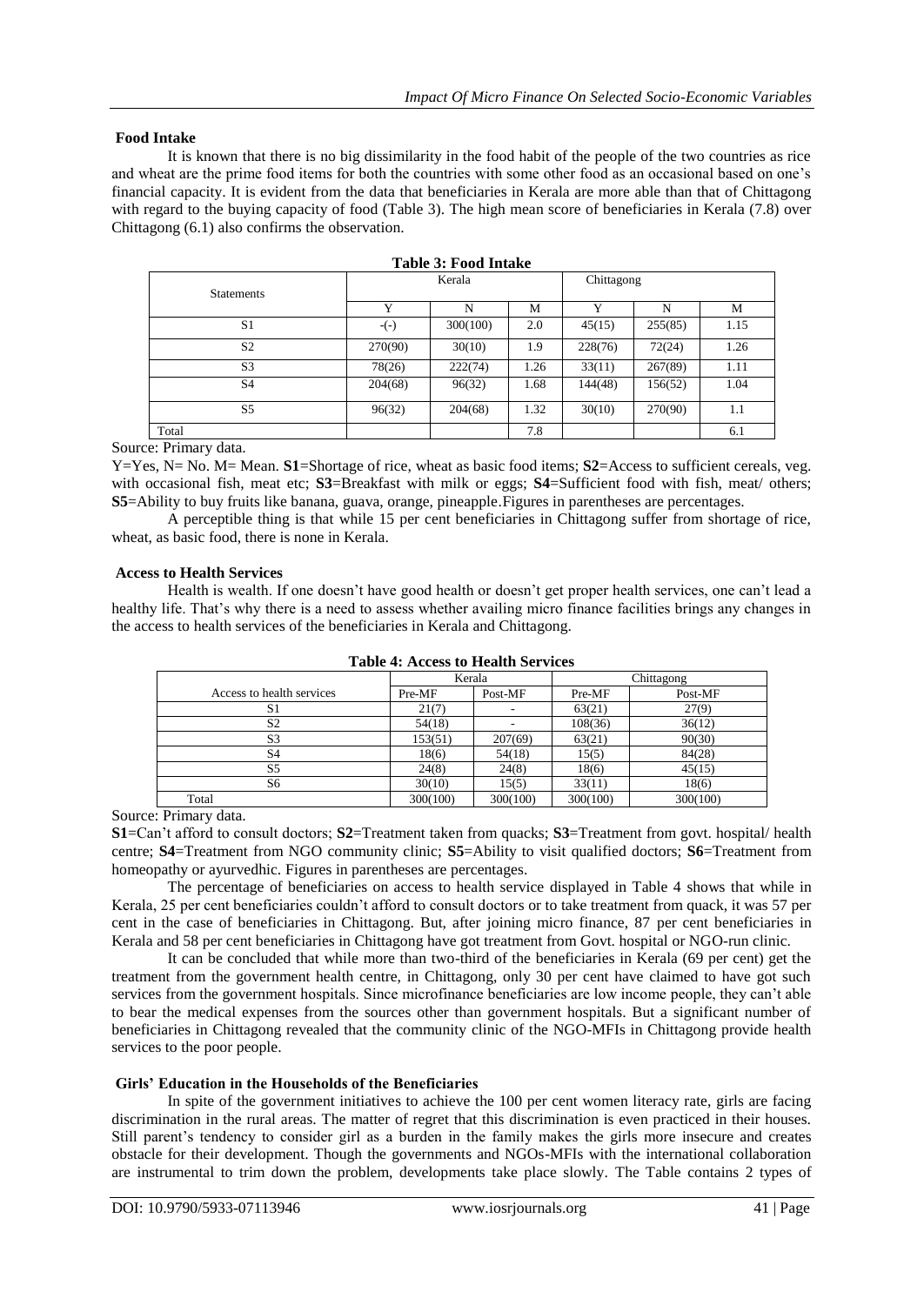### Food Intake

It is known that there is no big dissimilarity in the food habit of the people of the two countries as rice and wheat are the prime food items for both the countries with some other food as an occasional based on one's financial capacity. It is evident from the data that beneficiaries in Kerala are more able than that of Chittagong with regard to the buying capacity of food (Table 3). The high mean score of beneficiaries in Kerala (7.8) over Chittagong (6.1) also confirms the observation.

**Table 3: Food Intake**

| Statements | Kerala | | | Chittagong | | |
|---|---|---|---|---|---|---|
| | Y | N | M | Y | N | M |
| S1 | -(-) | 300(100) | 2.0 | 45(15) | 255(85) | 1.15 |
| S2 | 270(90) | 30(10) | 1.9 | 228(76) | 72(24) | 1.26 |
| S3 | 78(26) | 222(74) | 1.26 | 33(11) | 267(89) | 1.11 |
| S4 | 204(68) | 96(32) | 1.68 | 144(48) | 156(52) | 1.04 |
| S5 | 96(32) | 204(68) | 1.32 | 30(10) | 270(90) | 1.1 |
| Total | | | 7.8 | | | 6.1 |

Source: Primary data.

Y=Yes, N= No. M= Mean. **S1**=Shortage of rice, wheat as basic food items; **S2**=Access to sufficient cereals, veg. with occasional fish, meat etc; **S3**=Breakfast with milk or eggs; **S4**=Sufficient food with fish, meat/ others; **S5**=Ability to buy fruits like banana, guava, orange, pineapple.Figures in parentheses are percentages.

A perceptible thing is that while 15 per cent beneficiaries in Chittagong suffer from shortage of rice, wheat, as basic food, there is none in Kerala.

### Access to Health Services

Health is wealth. If one doesn't have good health or doesn't get proper health services, one can't lead a healthy life. That's why there is a need to assess whether availing micro finance facilities brings any changes in the access to health services of the beneficiaries in Kerala and Chittagong.

**Table 4: Access to Health Services**

| Access to health services | Kerala | | Chittagong | |
|---|---|---|---|---|
| | Pre-MF | Post-MF | Pre-MF | Post-MF |
| S1 | 21(7) | - | 63(21) | 27(9) |
| S2 | 54(18) | - | 108(36) | 36(12) |
| S3 | 153(51) | 207(69) | 63(21) | 90(30) |
| S4 | 18(6) | 54(18) | 15(5) | 84(28) |
| S5 | 24(8) | 24(8) | 18(6) | 45(15) |
| S6 | 30(10) | 15(5) | 33(11) | 18(6) |
| Total | 300(100) | 300(100) | 300(100) | 300(100) |

Source: Primary data.

**S1**=Can't afford to consult doctors; **S2**=Treatment taken from quacks; **S3**=Treatment from govt. hospital/ health centre; **S4**=Treatment from NGO community clinic; **S5**=Ability to visit qualified doctors; **S6**=Treatment from homeopathy or ayurvedhic. Figures in parentheses are percentages.

The percentage of beneficiaries on access to health service displayed in Table 4 shows that while in Kerala, 25 per cent beneficiaries couldn't afford to consult doctors or to take treatment from quack, it was 57 per cent in the case of beneficiaries in Chittagong. But, after joining micro finance, 87 per cent beneficiaries in Kerala and 58 per cent beneficiaries in Chittagong have got treatment from Govt. hospital or NGO-run clinic.

It can be concluded that while more than two-third of the beneficiaries in Kerala (69 per cent) get the treatment from the government health centre, in Chittagong, only 30 per cent have claimed to have got such services from the government hospitals. Since microfinance beneficiaries are low income people, they can't able to bear the medical expenses from the sources other than government hospitals. But a significant number of beneficiaries in Chittagong revealed that the community clinic of the NGO-MFIs in Chittagong provide health services to the poor people.

### Girls' Education in the Households of the Beneficiaries

In spite of the government initiatives to achieve the 100 per cent women literacy rate, girls are facing discrimination in the rural areas. The matter of regret that this discrimination is even practiced in their houses. Still parent's tendency to consider girl as a burden in the family makes the girls more insecure and creates obstacle for their development. Though the governments and NGOs-MFIs with the international collaboration are instrumental to trim down the problem, developments take place slowly. The Table contains 2 types of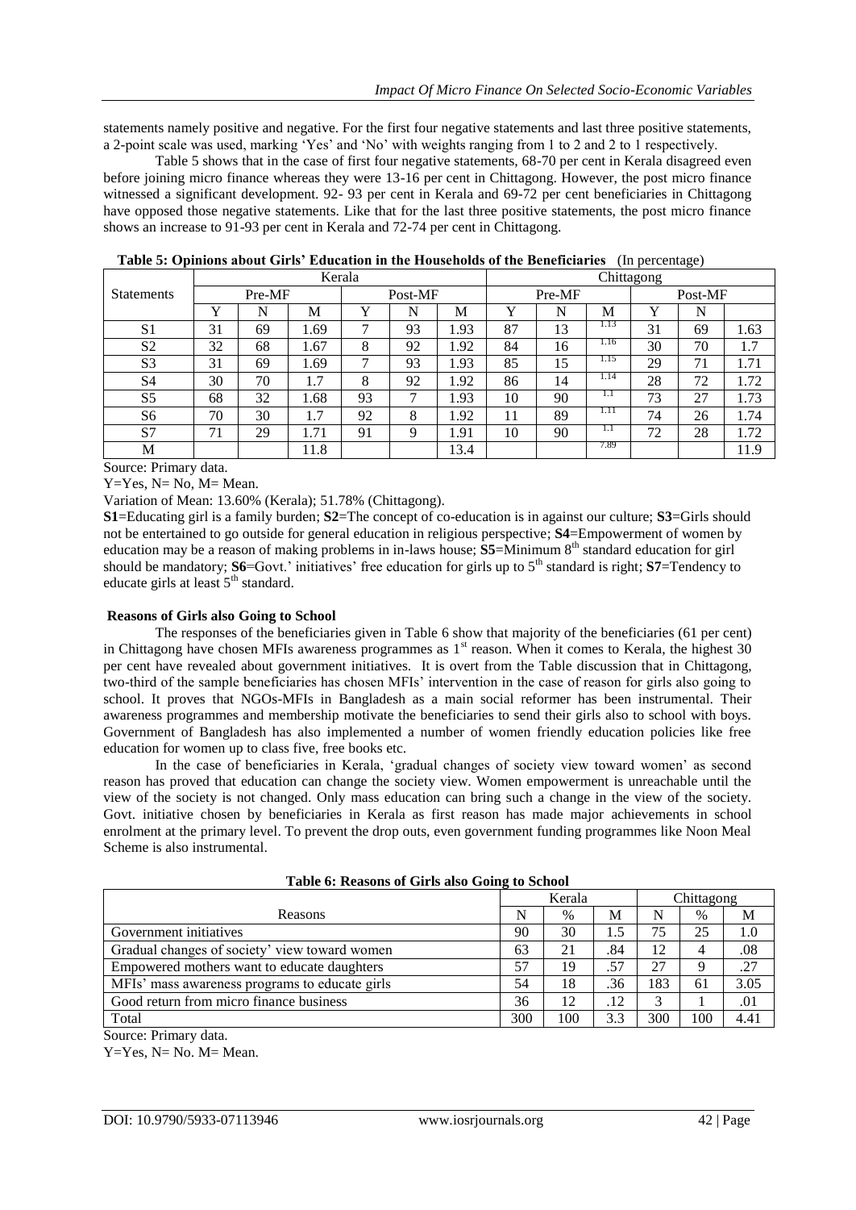statements namely positive and negative. For the first four negative statements and last three positive statements, a 2-point scale was used, marking 'Yes' and 'No' with weights ranging from 1 to 2 and 2 to 1 respectively.

Table 5 shows that in the case of first four negative statements, 68-70 per cent in Kerala disagreed even before joining micro finance whereas they were 13-16 per cent in Chittagong. However, the post micro finance witnessed a significant development. 92- 93 per cent in Kerala and 69-72 per cent beneficiaries in Chittagong have opposed those negative statements. Like that for the last three positive statements, the post micro finance shows an increase to 91-93 per cent in Kerala and 72-74 per cent in Chittagong.

**Table 5: Opinions about Girls' Education in the Households of the Beneficiaries** (In percentage)

| Statements | Kerala | | | | | | Chittagong | | | | | |
|---|---|---|---|---|---|---|---|---|---|---|---|---|
| | Pre-MF | | | Post-MF | | | Pre-MF | | | Post-MF | | |
| | Y | N | M | Y | N | M | Y | N | M | Y | N | |
| S1 | 31 | 69 | 1.69 | 7 | 93 | 1.93 | 87 | 13 | 1.13 | 31 | 69 | 1.63 |
| S2 | 32 | 68 | 1.67 | 8 | 92 | 1.92 | 84 | 16 | 1.16 | 30 | 70 | 1.7 |
| S3 | 31 | 69 | 1.69 | 7 | 93 | 1.93 | 85 | 15 | 1.15 | 29 | 71 | 1.71 |
| S4 | 30 | 70 | 1.7 | 8 | 92 | 1.92 | 86 | 14 | 1.14 | 28 | 72 | 1.72 |
| S5 | 68 | 32 | 1.68 | 93 | 7 | 1.93 | 10 | 90 | 1.1 | 73 | 27 | 1.73 |
| S6 | 70 | 30 | 1.7 | 92 | 8 | 1.92 | 11 | 89 | 1.11 | 74 | 26 | 1.74 |
| S7 | 71 | 29 | 1.71 | 91 | 9 | 1.91 | 10 | 90 | 1.1 | 72 | 28 | 1.72 |
| M | | | 11.8 | | | 13.4 | | | 7.89 | | | 11.9 |

Source: Primary data.

Y=Yes, N= No, M= Mean.

Variation of Mean: 13.60% (Kerala); 51.78% (Chittagong).

**S1**=Educating girl is a family burden; **S2**=The concept of co-education is in against our culture; **S3**=Girls should not be entertained to go outside for general education in religious perspective; **S4**=Empowerment of women by education may be a reason of making problems in in-laws house; **S5**=Minimum 8th standard education for girl should be mandatory; **S6**=Govt.' initiatives' free education for girls up to 5th standard is right; **S7**=Tendency to educate girls at least 5th standard.

### Reasons of Girls also Going to School

The responses of the beneficiaries given in Table 6 show that majority of the beneficiaries (61 per cent) in Chittagong have chosen MFIs awareness programmes as 1st reason. When it comes to Kerala, the highest 30 per cent have revealed about government initiatives. It is overt from the Table discussion that in Chittagong, two-third of the sample beneficiaries has chosen MFIs' intervention in the case of reason for girls also going to school. It proves that NGOs-MFIs in Bangladesh as a main social reformer has been instrumental. Their awareness programmes and membership motivate the beneficiaries to send their girls also to school with boys. Government of Bangladesh has also implemented a number of women friendly education policies like free education for women up to class five, free books etc.

In the case of beneficiaries in Kerala, 'gradual changes of society view toward women' as second reason has proved that education can change the society view. Women empowerment is unreachable until the view of the society is not changed. Only mass education can bring such a change in the view of the society. Govt. initiative chosen by beneficiaries in Kerala as first reason has made major achievements in school enrolment at the primary level. To prevent the drop outs, even government funding programmes like Noon Meal Scheme is also instrumental.

**Table 6: Reasons of Girls also Going to School**

| Reasons | Kerala | | | Chittagong | | |
|---|---|---|---|---|---|---|
| | N | % | M | N | % | M |
| Government initiatives | 90 | 30 | 1.5 | 75 | 25 | 1.0 |
| Gradual changes of society' view toward women | 63 | 21 | .84 | 12 | 4 | .08 |
| Empowered mothers want to educate daughters | 57 | 19 | .57 | 27 | 9 | .27 |
| MFIs' mass awareness programs to educate girls | 54 | 18 | .36 | 183 | 61 | 3.05 |
| Good return from micro finance business | 36 | 12 | .12 | 3 | 1 | .01 |
| Total | 300 | 100 | 3.3 | 300 | 100 | 4.41 |

Source: Primary data.

Y=Yes, N= No. M= Mean.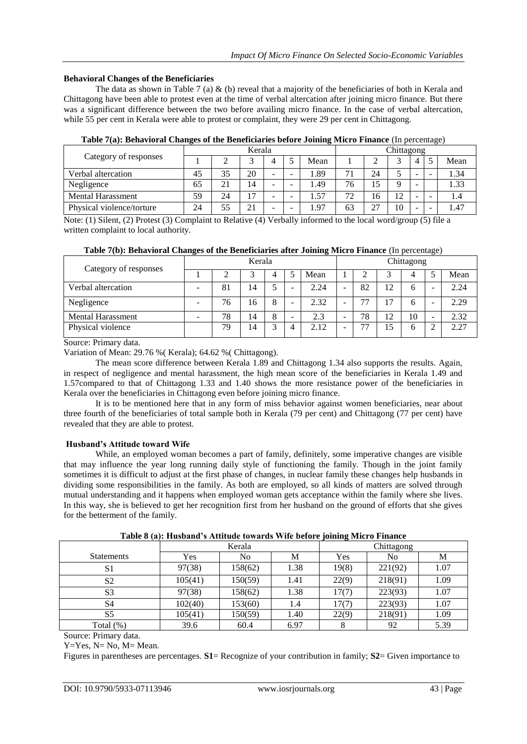### Behavioral Changes of the Beneficiaries

The data as shown in Table 7 (a) & (b) reveal that a majority of the beneficiaries of both in Kerala and Chittagong have been able to protest even at the time of verbal altercation after joining micro finance. But there was a significant difference between the two before availing micro finance. In the case of verbal altercation, while 55 per cent in Kerala were able to protest or complaint, they were 29 per cent in Chittagong.

**Table 7(a): Behavioral Changes of the Beneficiaries before Joining Micro Finance** (In percentage)

| Category of responses | Kerala | | | | | | Chittagong | | | | | |
|---|---|---|---|---|---|---|---|---|---|---|---|---|
| | 1 | 2 | 3 | 4 | 5 | Mean | 1 | 2 | 3 | 4 | 5 | Mean |
| Verbal altercation | 45 | 35 | 20 | - | - | 1.89 | 71 | 24 | 5 | - | - | 1.34 |
| Negligence | 65 | 21 | 14 | - | - | 1.49 | 76 | 15 | 9 | - | | 1.33 |
| Mental Harassment | 59 | 24 | 17 | - | - | 1.57 | 72 | 16 | 12 | - | - | 1.4 |
| Physical violence/torture | 24 | 55 | 21 | - | - | 1.97 | 63 | 27 | 10 | - | - | 1.47 |

Note: (1) Silent, (2) Protest (3) Complaint to Relative (4) Verbally informed to the local word/group (5) file a written complaint to local authority.

**Table 7(b): Behavioral Changes of the Beneficiaries after Joining Micro Finance** (In percentage)

| Category of responses | Kerala | | | | | | Chittagong | | | | | |
|---|---|---|---|---|---|---|---|---|---|---|---|---|
| | 1 | 2 | 3 | 4 | 5 | Mean | 1 | 2 | 3 | 4 | 5 | Mean |
| Verbal altercation | - | 81 | 14 | 5 | - | 2.24 | - | 82 | 12 | 6 | - | 2.24 |
| Negligence | - | 76 | 16 | 8 | - | 2.32 | - | 77 | 17 | 6 | - | 2.29 |
| Mental Harassment | - | 78 | 14 | 8 | - | 2.3 | - | 78 | 12 | 10 | - | 2.32 |
| Physical violence | | 79 | 14 | 3 | 4 | 2.12 | - | 77 | 15 | 6 | 2 | 2.27 |

Source: Primary data.

Variation of Mean: 29.76 %( Kerala); 64.62 %( Chittagong).

The mean score difference between Kerala 1.89 and Chittagong 1.34 also supports the results. Again, in respect of negligence and mental harassment, the high mean score of the beneficiaries in Kerala 1.49 and 1.57compared to that of Chittagong 1.33 and 1.40 shows the more resistance power of the beneficiaries in Kerala over the beneficiaries in Chittagong even before joining micro finance.

It is to be mentioned here that in any form of miss behavior against women beneficiaries, near about three fourth of the beneficiaries of total sample both in Kerala (79 per cent) and Chittagong (77 per cent) have revealed that they are able to protest.

### Husband's Attitude toward Wife

While, an employed woman becomes a part of family, definitely, some imperative changes are visible that may influence the year long running daily style of functioning the family. Though in the joint family sometimes it is difficult to adjust at the first phase of changes, in nuclear family these changes help husbands in dividing some responsibilities in the family. As both are employed, so all kinds of matters are solved through mutual understanding and it happens when employed woman gets acceptance within the family where she lives. In this way, she is believed to get her recognition first from her husband on the ground of efforts that she gives for the betterment of the family.

**Table 8 (a): Husband's Attitude towards Wife before joining Micro Finance**

| | Kerala | | | Chittagong | | |
|---|---|---|---|---|---|---|
| Statements | Yes | No | M | Yes | No | M |
| S1 | 97(38) | 158(62) | 1.38 | 19(8) | 221(92) | 1.07 |
| S2 | 105(41) | 150(59) | 1.41 | 22(9) | 218(91) | 1.09 |
| S3 | 97(38) | 158(62) | 1.38 | 17(7) | 223(93) | 1.07 |
| S4 | 102(40) | 153(60) | 1.4 | 17(7) | 223(93) | 1.07 |
| S5 | 105(41) | 150(59) | 1.40 | 22(9) | 218(91) | 1.09 |
| Total (%) | 39.6 | 60.4 | 6.97 | 8 | 92 | 5.39 |

Source: Primary data.

Y=Yes, N= No, M= Mean.

Figures in parentheses are percentages. **S1**= Recognize of your contribution in family; **S2**= Given importance to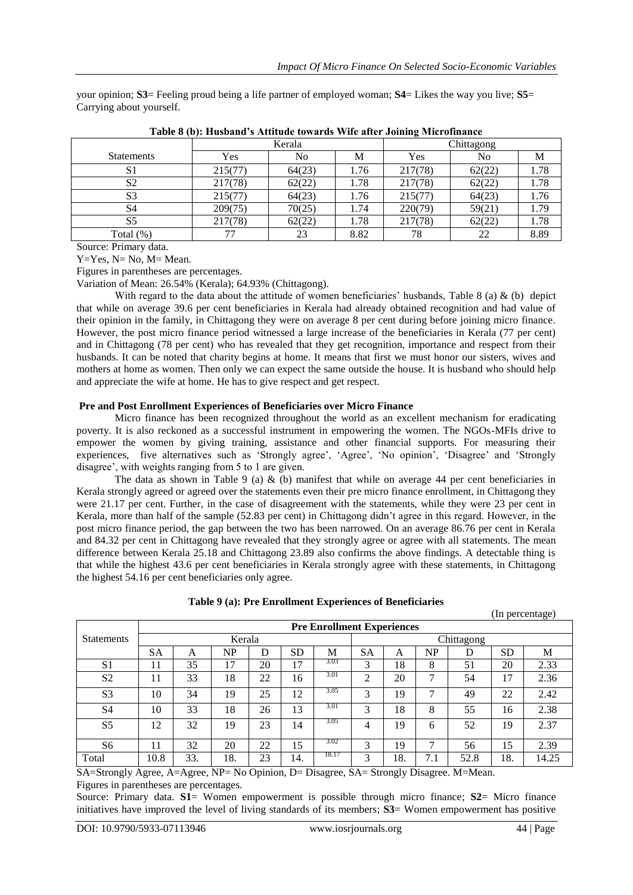your opinion; **S3**= Feeling proud being a life partner of employed woman; **S4**= Likes the way you live; **S5**= Carrying about yourself.

**Table 8 (b): Husband's Attitude towards Wife after Joining Microfinance**

| Statements | Kerala | | | Chittagong | | |
|---|---|---|---|---|---|---|
| | Yes | No | M | Yes | No | M |
| S1 | 215(77) | 64(23) | 1.76 | 217(78) | 62(22) | 1.78 |
| S2 | 217(78) | 62(22) | 1.78 | 217(78) | 62(22) | 1.78 |
| S3 | 215(77) | 64(23) | 1.76 | 215(77) | 64(23) | 1.76 |
| S4 | 209(75) | 70(25) | 1.74 | 220(79) | 59(21) | 1.79 |
| S5 | 217(78) | 62(22) | 1.78 | 217(78) | 62(22) | 1.78 |
| Total (%) | 77 | 23 | 8.82 | 78 | 22 | 8.89 |

Source: Primary data.

Y=Yes, N= No, M= Mean.

Figures in parentheses are percentages.

Variation of Mean: 26.54% (Kerala); 64.93% (Chittagong).

With regard to the data about the attitude of women beneficiaries' husbands, Table 8 (a) & (b) depict that while on average 39.6 per cent beneficiaries in Kerala had already obtained recognition and had value of their opinion in the family, in Chittagong they were on average 8 per cent during before joining micro finance. However, the post micro finance period witnessed a large increase of the beneficiaries in Kerala (77 per cent) and in Chittagong (78 per cent) who has revealed that they get recognition, importance and respect from their husbands. It can be noted that charity begins at home. It means that first we must honor our sisters, wives and mothers at home as women. Then only we can expect the same outside the house. It is husband who should help and appreciate the wife at home. He has to give respect and get respect.

## Pre and Post Enrollment Experiences of Beneficiaries over Micro Finance

Micro finance has been recognized throughout the world as an excellent mechanism for eradicating poverty. It is also reckoned as a successful instrument in empowering the women. The NGOs-MFIs drive to empower the women by giving training, assistance and other financial supports. For measuring their experiences, five alternatives such as 'Strongly agree', 'Agree', 'No opinion', 'Disagree' and 'Strongly disagree', with weights ranging from 5 to 1 are given.

The data as shown in Table 9 (a) & (b) manifest that while on average 44 per cent beneficiaries in Kerala strongly agreed or agreed over the statements even their pre micro finance enrollment, in Chittagong they were 21.17 per cent. Further, in the case of disagreement with the statements, while they were 23 per cent in Kerala, more than half of the sample (52.83 per cent) in Chittagong didn't agree in this regard. However, in the post micro finance period, the gap between the two has been narrowed. On an average 86.76 per cent in Kerala and 84.32 per cent in Chittagong have revealed that they strongly agree or agree with all statements. The mean difference between Kerala 25.18 and Chittagong 23.89 also confirms the above findings. A detectable thing is that while the highest 43.6 per cent beneficiaries in Kerala strongly agree with these statements, in Chittagong the highest 54.16 per cent beneficiaries only agree.

**Table 9 (a): Pre Enrollment Experiences of Beneficiaries**

(In percentage)

| Statements | Pre Enrollment Experiences | | | | | | | | | | | |
|---|---|---|---|---|---|---|---|---|---|---|---|---|
| | Kerala | | | | | | Chittagong | | | | | |
| | SA | A | NP | D | SD | M | SA | A | NP | D | SD | M |
| S1 | 11 | 35 | 17 | 20 | 17 | 3.03 | 3 | 18 | 8 | 51 | 20 | 2.33 |
| S2 | 11 | 33 | 18 | 22 | 16 | 3.01 | 2 | 20 | 7 | 54 | 17 | 2.36 |
| S3 | 10 | 34 | 19 | 25 | 12 | 3.05 | 3 | 19 | 7 | 49 | 22 | 2.42 |
| S4 | 10 | 33 | 18 | 26 | 13 | 3.01 | 3 | 18 | 8 | 55 | 16 | 2.38 |
| S5 | 12 | 32 | 19 | 23 | 14 | 3.05 | 4 | 19 | 6 | 52 | 19 | 2.37 |
| S6 | 11 | 32 | 20 | 22 | 15 | 3.02 | 3 | 19 | 7 | 56 | 15 | 2.39 |
| Total | 10.8 | 33. | 18. | 23 | 14. | 18.17 | 3 | 18. | 7.1 | 52.8 | 18. | 14.25 |

SA=Strongly Agree, A=Agree, NP= No Opinion, D= Disagree, SA= Strongly Disagree. M=Mean.

Figures in parentheses are percentages.

Source: Primary data. **S1**= Women empowerment is possible through micro finance; **S2**= Micro finance initiatives have improved the level of living standards of its members; **S3**= Women empowerment has positive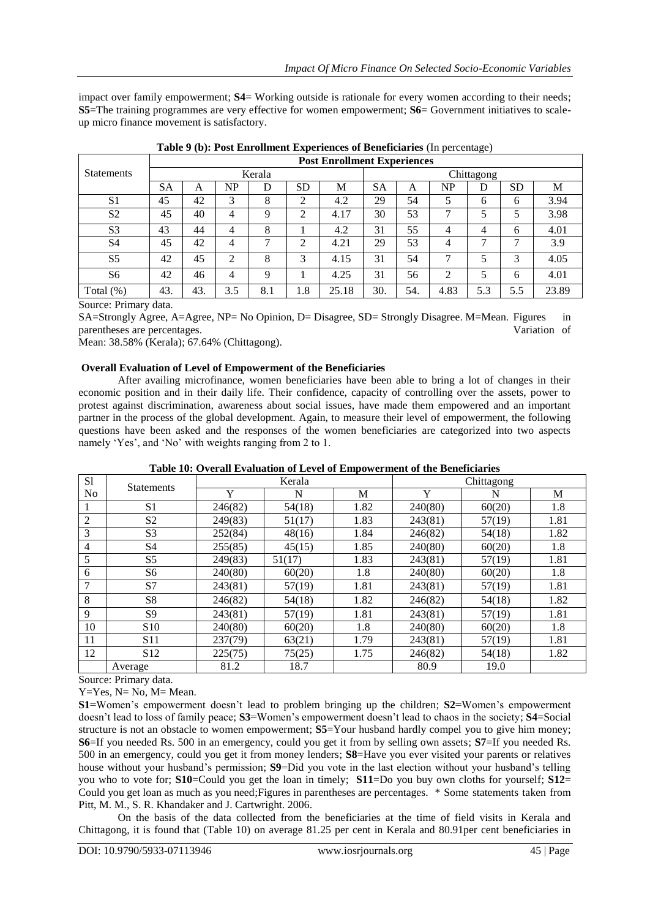impact over family empowerment; **S4**= Working outside is rationale for every women according to their needs; **S5**=The training programmes are very effective for women empowerment; **S6**= Government initiatives to scale-up micro finance movement is satisfactory.

**Table 9 (b): Post Enrollment Experiences of Beneficiaries** (In percentage)

| Statements | Post Enrollment Experiences | | | | | | | | | | | |
|---|---|---|---|---|---|---|---|---|---|---|---|---|
| | Kerala | | | | | | Chittagong | | | | | |
| | SA | A | NP | D | SD | M | SA | A | NP | D | SD | M |
| S1 | 45 | 42 | 3 | 8 | 2 | 4.2 | 29 | 54 | 5 | 6 | 6 | 3.94 |
| S2 | 45 | 40 | 4 | 9 | 2 | 4.17 | 30 | 53 | 7 | 5 | 5 | 3.98 |
| S3 | 43 | 44 | 4 | 8 | 1 | 4.2 | 31 | 55 | 4 | 4 | 6 | 4.01 |
| S4 | 45 | 42 | 4 | 7 | 2 | 4.21 | 29 | 53 | 4 | 7 | 7 | 3.9 |
| S5 | 42 | 45 | 2 | 8 | 3 | 4.15 | 31 | 54 | 7 | 5 | 3 | 4.05 |
| S6 | 42 | 46 | 4 | 9 | 1 | 4.25 | 31 | 56 | 2 | 5 | 6 | 4.01 |
| Total (%) | 43. | 43. | 3.5 | 8.1 | 1.8 | 25.18 | 30. | 54. | 4.83 | 5.3 | 5.5 | 23.89 |

Source: Primary data.

SA=Strongly Agree, A=Agree, NP= No Opinion, D= Disagree, SD= Strongly Disagree. M=Mean. Figures in parentheses are percentages. Variation of Mean: 38.58% (Kerala); 67.64% (Chittagong).

### Overall Evaluation of Level of Empowerment of the Beneficiaries

After availing microfinance, women beneficiaries have been able to bring a lot of changes in their economic position and in their daily life. Their confidence, capacity of controlling over the assets, power to protest against discrimination, awareness about social issues, have made them empowered and an important partner in the process of the global development. Again, to measure their level of empowerment, the following questions have been asked and the responses of the women beneficiaries are categorized into two aspects namely 'Yes', and 'No' with weights ranging from 2 to 1.

**Table 10: Overall Evaluation of Level of Empowerment of the Beneficiaries**

| Sl No | Statements | Kerala | | | Chittagong | | |
|---|---|---|---|---|---|---|---|
| | | Y | N | M | Y | N | M |
| 1 | S1 | 246(82) | 54(18) | 1.82 | 240(80) | 60(20) | 1.8 |
| 2 | S2 | 249(83) | 51(17) | 1.83 | 243(81) | 57(19) | 1.81 |
| 3 | S3 | 252(84) | 48(16) | 1.84 | 246(82) | 54(18) | 1.82 |
| 4 | S4 | 255(85) | 45(15) | 1.85 | 240(80) | 60(20) | 1.8 |
| 5 | S5 | 249(83) | 51(17) | 1.83 | 243(81) | 57(19) | 1.81 |
| 6 | S6 | 240(80) | 60(20) | 1.8 | 240(80) | 60(20) | 1.8 |
| 7 | S7 | 243(81) | 57(19) | 1.81 | 243(81) | 57(19) | 1.81 |
| 8 | S8 | 246(82) | 54(18) | 1.82 | 246(82) | 54(18) | 1.82 |
| 9 | S9 | 243(81) | 57(19) | 1.81 | 243(81) | 57(19) | 1.81 |
| 10 | S10 | 240(80) | 60(20) | 1.8 | 240(80) | 60(20) | 1.8 |
| 11 | S11 | 237(79) | 63(21) | 1.79 | 243(81) | 57(19) | 1.81 |
| 12 | S12 | 225(75) | 75(25) | 1.75 | 246(82) | 54(18) | 1.82 |
| | Average | 81.2 | 18.7 | | 80.9 | 19.0 | |

Source: Primary data.

Y=Yes, N= No, M= Mean.

**S1**=Women's empowerment doesn't lead to problem bringing up the children; **S2**=Women's empowerment doesn't lead to loss of family peace; **S3**=Women's empowerment doesn't lead to chaos in the society; **S4**=Social structure is not an obstacle to women empowerment; **S5**=Your husband hardly compel you to give him money; **S6**=If you needed Rs. 500 in an emergency, could you get it from by selling own assets; **S7**=If you needed Rs. 500 in an emergency, could you get it from money lenders; **S8**=Have you ever visited your parents or relatives house without your husband's permission; **S9**=Did you vote in the last election without your husband's telling you who to vote for; **S10**=Could you get the loan in timely; **S11**=Do you buy own cloths for yourself; **S12**= Could you get loan as much as you need;Figures in parentheses are percentages. * Some statements taken from Pitt, M. M., S. R. Khandaker and J. Cartwright. 2006.

On the basis of the data collected from the beneficiaries at the time of field visits in Kerala and Chittagong, it is found that (Table 10) on average 81.25 per cent in Kerala and 80.91per cent beneficiaries in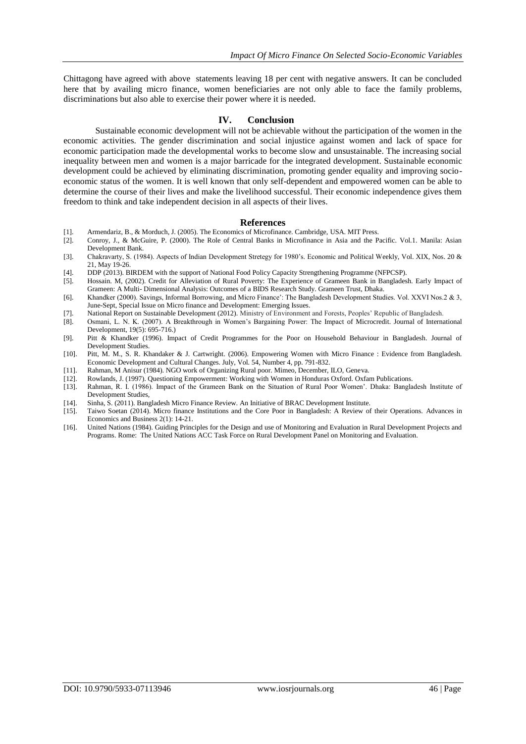Chittagong have agreed with above statements leaving 18 per cent with negative answers. It can be concluded here that by availing micro finance, women beneficiaries are not only able to face the family problems, discriminations but also able to exercise their power where it is needed.

## IV. Conclusion

Sustainable economic development will not be achievable without the participation of the women in the economic activities. The gender discrimination and social injustice against women and lack of space for economic participation made the developmental works to become slow and unsustainable. The increasing social inequality between men and women is a major barricade for the integrated development. Sustainable economic development could be achieved by eliminating discrimination, promoting gender equality and improving socio-economic status of the women. It is well known that only self-dependent and empowered women can be able to determine the course of their lives and make the livelihood successful. Their economic independence gives them freedom to think and take independent decision in all aspects of their lives.

## References

[1]. Armendariz, B., & Morduch, J. (2005). The Economics of Microfinance. Cambridge, USA. MIT Press.

[2]. Conroy, J., & McGuire, P. (2000). The Role of Central Banks in Microfinance in Asia and the Pacific. Vol.1. Manila: Asian Development Bank.

[3]. Chakravarty, S. (1984). Aspects of Indian Development Stretegy for 1980's. Economic and Political Weekly, Vol. XIX, Nos. 20 & 21, May 19-26.

[4]. DDP (2013). BIRDEM with the support of National Food Policy Capacity Strengthening Programme (NFPCSP).

[5]. Hossain. M, (2002). Credit for Alleviation of Rural Poverty: The Experience of Grameen Bank in Bangladesh. Early Impact of Grameen: A Multi- Dimensional Analysis: Outcomes of a BIDS Research Study. Grameen Trust, Dhaka.

[6]. Khandker (2000). Savings, Informal Borrowing, and Micro Finance': The Bangladesh Development Studies. Vol. XXVI Nos.2 & 3, June-Sept, Special Issue on Micro finance and Development: Emerging Issues.

[7]. National Report on Sustainable Development (2012). Ministry of Environment and Forests, Peoples' Republic of Bangladesh.

[8]. Osmani, L. N. K. (2007). A Breakthrough in Women's Bargaining Power: The Impact of Microcredit. Journal of International Development, 19(5): 695-716.)

[9]. Pitt & Khandker (1996). Impact of Credit Programmes for the Poor on Household Behaviour in Bangladesh. Journal of Development Studies.

[10]. Pitt, M. M., S. R. Khandaker & J. Cartwright. (2006). Empowering Women with Micro Finance : Evidence from Bangladesh. Economic Development and Cultural Changes. July, Vol. 54, Number 4, pp. 791-832.

[11]. Rahman, M Anisur (1984). NGO work of Organizing Rural poor. Mimeo, December, ILO, Geneva.

[12]. Rowlands, J. (1997). Questioning Empowerment: Working with Women in Honduras Oxford. Oxfam Publications.

[13]. Rahman, R. I. (1986). Impact of the Grameen Bank on the Situation of Rural Poor Women'. Dhaka: Bangladesh Institute of Development Studies,

[14]. Sinha, S. (2011). Bangladesh Micro Finance Review. An Initiative of BRAC Development Institute.

[15]. Taiwo Soetan (2014). Micro finance Institutions and the Core Poor in Bangladesh: A Review of their Operations. Advances in Economics and Business 2(1): 14-21.

[16]. United Nations (1984). Guiding Principles for the Design and use of Monitoring and Evaluation in Rural Development Projects and Programs. Rome: The United Nations ACC Task Force on Rural Development Panel on Monitoring and Evaluation.